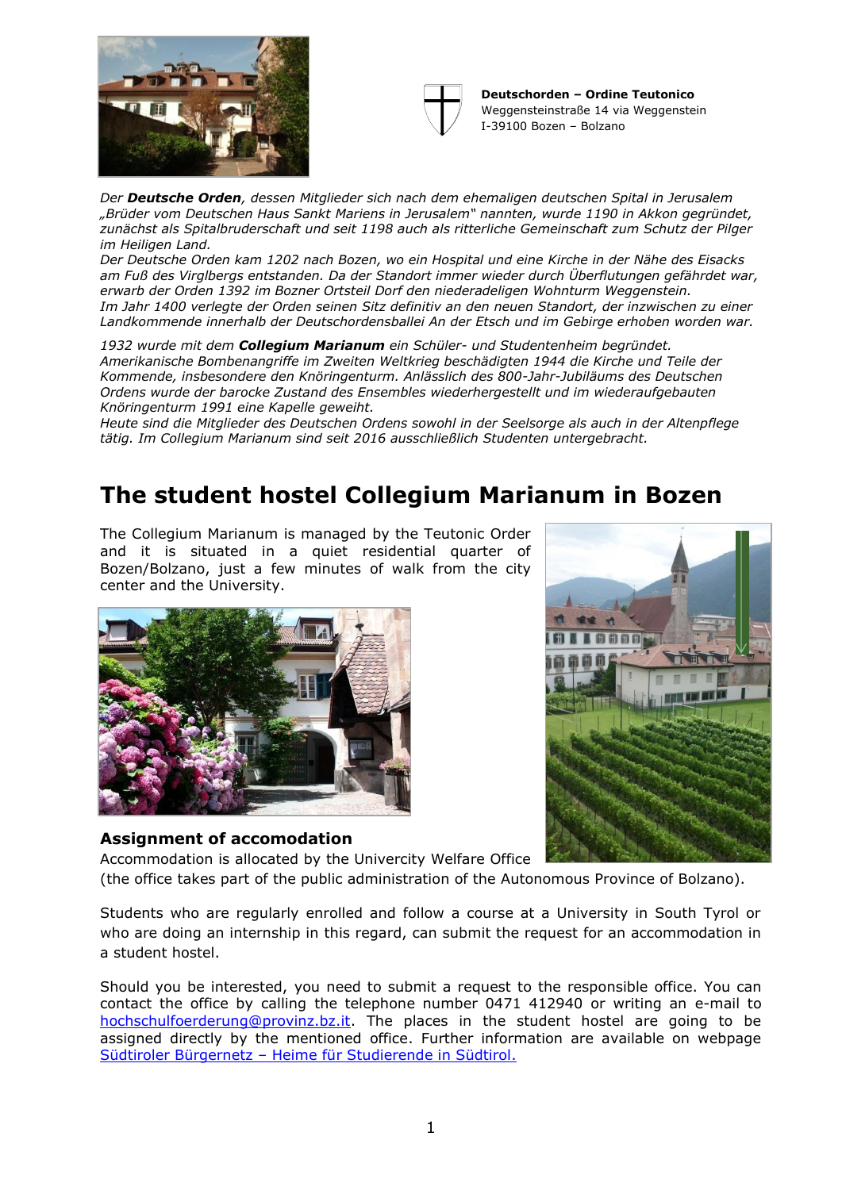**Deutschorden – Ordine Teutonico**
Weggensteinstraße 14 via Weggenstein
I-39100 Bozen – Bolzano

*Der **Deutsche Orden**, dessen Mitglieder sich nach dem ehemaligen deutschen Spital in Jerusalem „Brüder vom Deutschen Haus Sankt Mariens in Jerusalem" nannten, wurde 1190 in Akkon gegründet, zunächst als Spitalbruderschaft und seit 1198 auch als ritterliche Gemeinschaft zum Schutz der Pilger im Heiligen Land.*
*Der Deutsche Orden kam 1202 nach Bozen, wo ein Hospital und eine Kirche in der Nähe des Eisacks am Fuß des Virglbergs entstanden. Da der Standort immer wieder durch Überflutungen gefährdet war, erwarb der Orden 1392 im Bozner Ortsteil Dorf den niederadeligen Wohnturm Weggenstein.*
*Im Jahr 1400 verlegte der Orden seinen Sitz definitiv an den neuen Standort, der inzwischen zu einer Landkommende innerhalb der Deutschordensballei An der Etsch und im Gebirge erhoben worden war.*

*1932 wurde mit dem **Collegium Marianum** ein Schüler- und Studentenheim begründet.*
*Amerikanische Bombenangriffe im Zweiten Weltkrieg beschädigten 1944 die Kirche und Teile der Kommende, insbesondere den Knöringenturm. Anlässlich des 800-Jahr-Jubiläums des Deutschen Ordens wurde der barocke Zustand des Ensembles wiederhergestellt und im wiederaufgebauten Knöringenturm 1991 eine Kapelle geweiht.*
*Heute sind die Mitglieder des Deutschen Ordens sowohl in der Seelsorge als auch in der Altenpflege tätig. Im Collegium Marianum sind seit 2016 ausschließlich Studenten untergebracht.*

# The student hostel Collegium Marianum in Bozen

The Collegium Marianum is managed by the Teutonic Order and it is situated in a quiet residential quarter of Bozen/Bolzano, just a few minutes of walk from the city center and the University.

## Assignment of accomodation

Accommodation is allocated by the Univercity Welfare Office (the office takes part of the public administration of the Autonomous Province of Bolzano).

Students who are regularly enrolled and follow a course at a University in South Tyrol or who are doing an internship in this regard, can submit the request for an accommodation in a student hostel.

Should you be interested, you need to submit a request to the responsible office. You can contact the office by calling the telephone number 0471 412940 or writing an e-mail to hochschulfoerderung@provinz.bz.it. The places in the student hostel are going to be assigned directly by the mentioned office. Further information are available on webpage Südtiroler Bürgernetz – Heime für Studierende in Südtirol.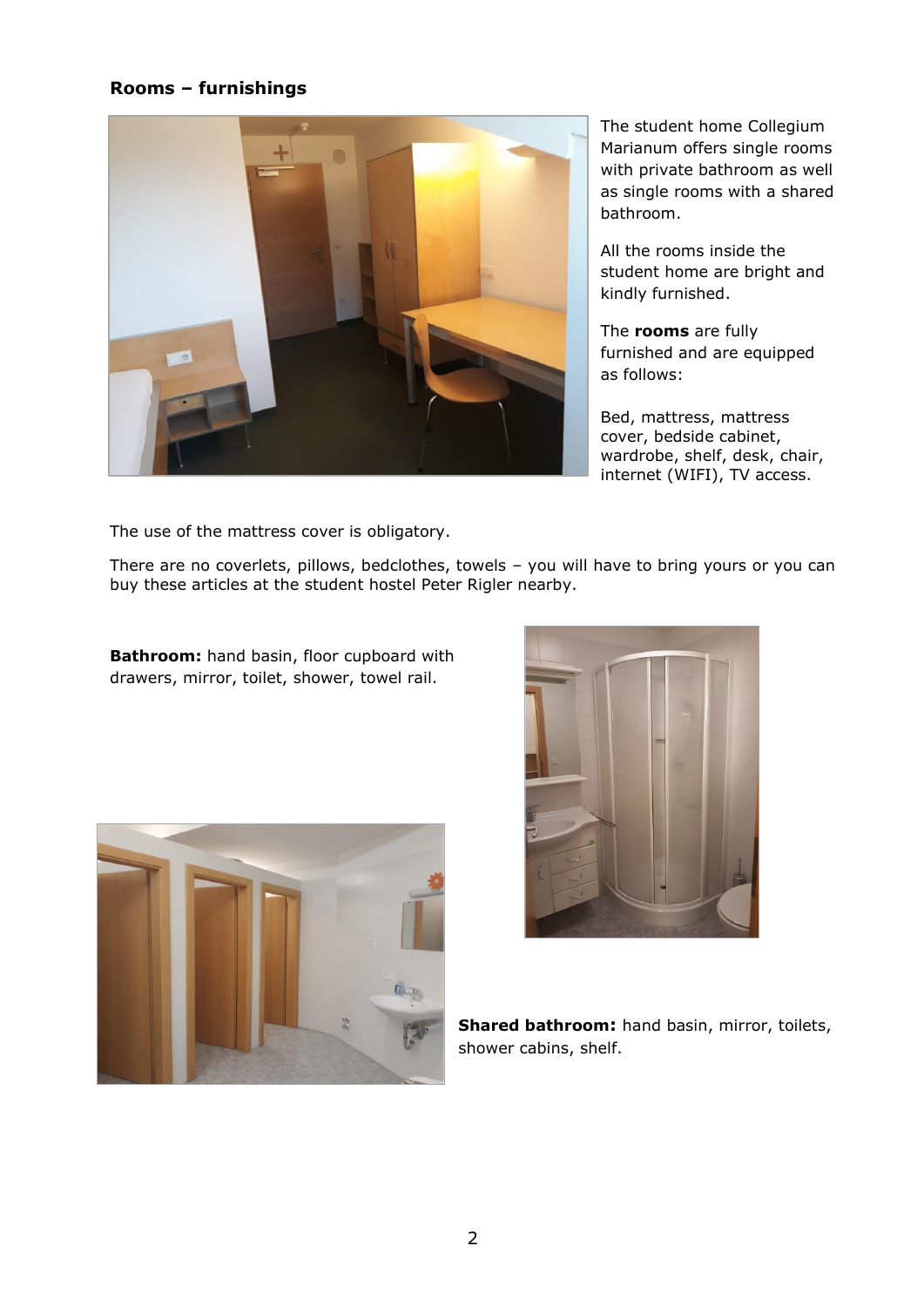**Rooms – furnishings**

The student home Collegium Marianum offers single rooms with private bathroom as well as single rooms with a shared bathroom.

All the rooms inside the student home are bright and kindly furnished.

The **rooms** are fully furnished and are equipped as follows:

Bed, mattress, mattress cover, bedside cabinet, wardrobe, shelf, desk, chair, internet (WIFI), TV access.

The use of the mattress cover is obligatory.

There are no coverlets, pillows, bedclothes, towels – you will have to bring yours or you can buy these articles at the student hostel Peter Rigler nearby.

**Bathroom:** hand basin, floor cupboard with drawers, mirror, toilet, shower, towel rail.

**Shared bathroom:** hand basin, mirror, toilets, shower cabins, shelf.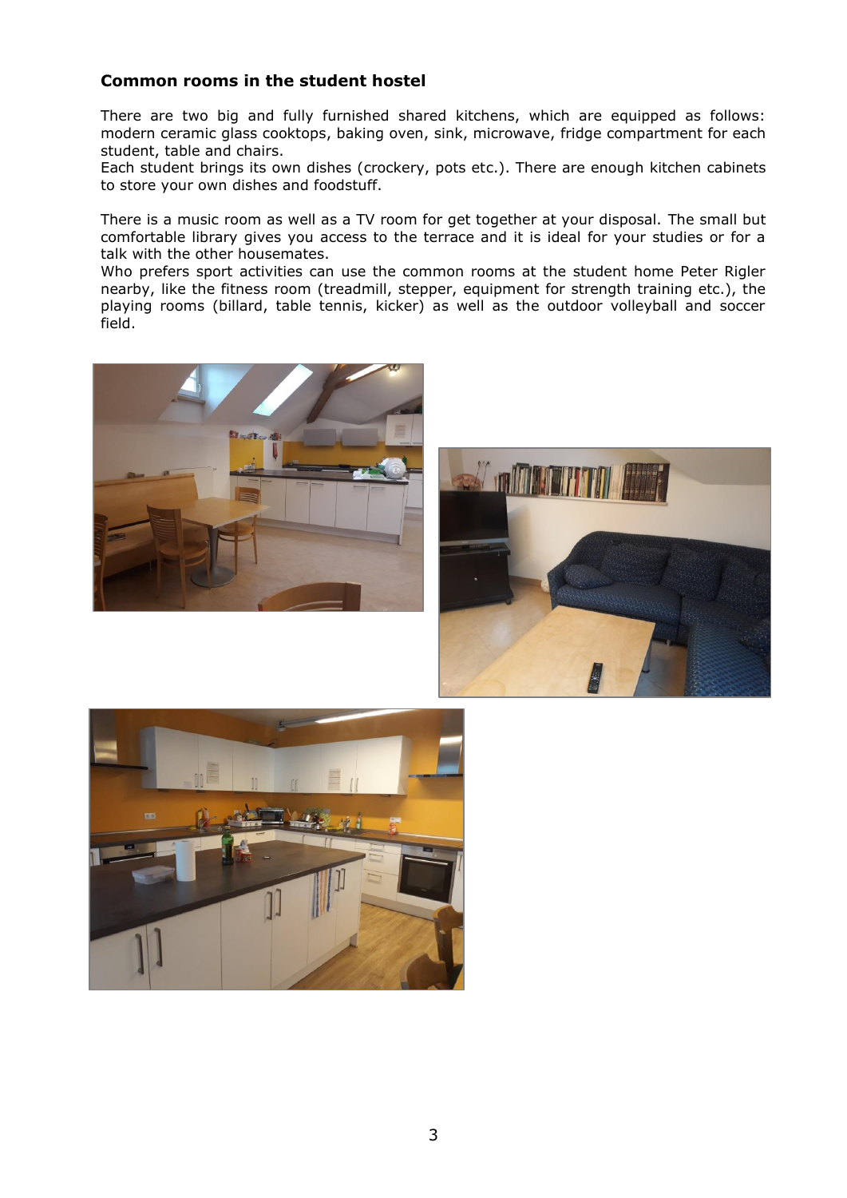### Common rooms in the student hostel

There are two big and fully furnished shared kitchens, which are equipped as follows: modern ceramic glass cooktops, baking oven, sink, microwave, fridge compartment for each student, table and chairs.
Each student brings its own dishes (crockery, pots etc.). There are enough kitchen cabinets to store your own dishes and foodstuff.

There is a music room as well as a TV room for get together at your disposal. The small but comfortable library gives you access to the terrace and it is ideal for your studies or for a talk with the other housemates.
Who prefers sport activities can use the common rooms at the student home Peter Rigler nearby, like the fitness room (treadmill, stepper, equipment for strength training etc.), the playing rooms (billard, table tennis, kicker) as well as the outdoor volleyball and soccer field.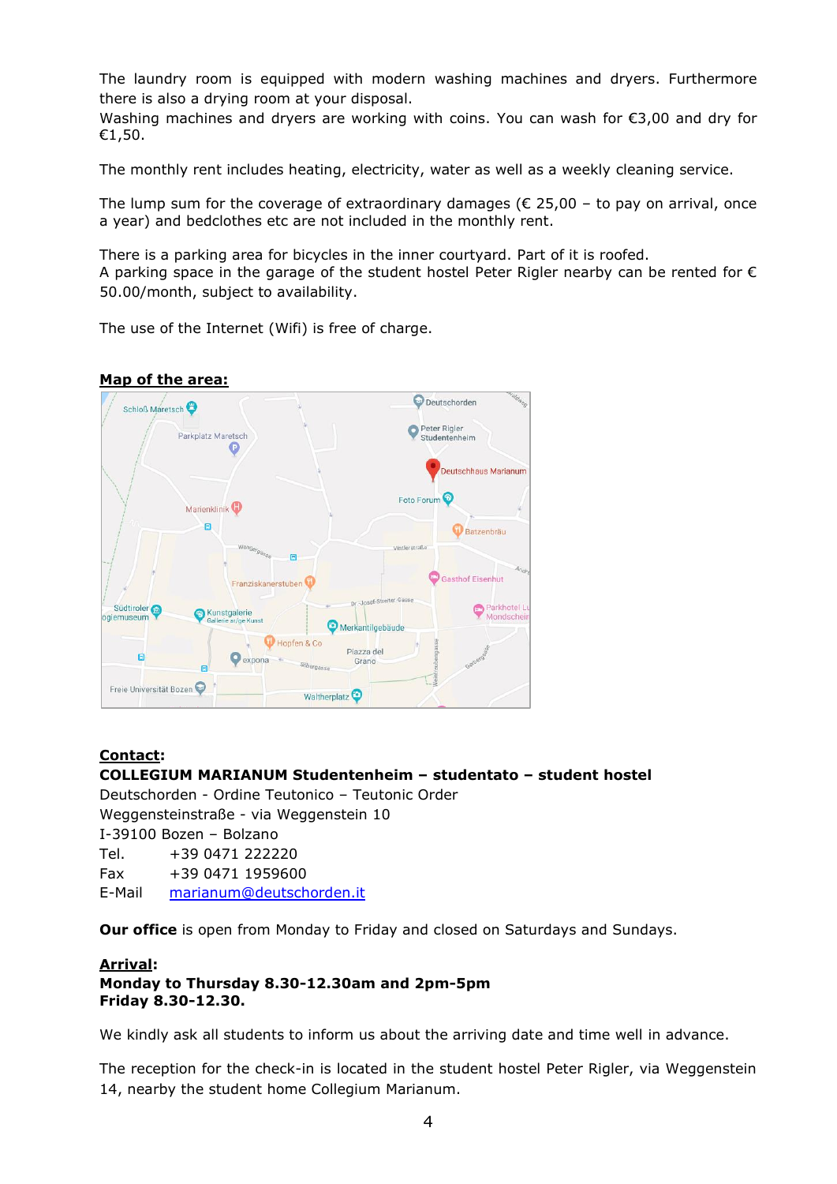The laundry room is equipped with modern washing machines and dryers. Furthermore there is also a drying room at your disposal.
Washing machines and dryers are working with coins. You can wash for €3,00 and dry for €1,50.

The monthly rent includes heating, electricity, water as well as a weekly cleaning service.

The lump sum for the coverage of extraordinary damages (€ 25,00 – to pay on arrival, once a year) and bedclothes etc are not included in the monthly rent.

There is a parking area for bicycles in the inner courtyard. Part of it is roofed.
A parking space in the garage of the student hostel Peter Rigler nearby can be rented for € 50.00/month, subject to availability.

The use of the Internet (Wifi) is free of charge.

**Map of the area:**

**Contact:**
**COLLEGIUM MARIANUM Studentenheim – studentato – student hostel**
Deutschorden - Ordine Teutonico – Teutonic Order
Weggensteinstraße - via Weggenstein 10
I-39100 Bozen – Bolzano
Tel. +39 0471 222220
Fax +39 0471 1959600
E-Mail marianum@deutschorden.it

**Our office** is open from Monday to Friday and closed on Saturdays and Sundays.

**Arrival:**
**Monday to Thursday 8.30-12.30am and 2pm-5pm**
**Friday 8.30-12.30.**

We kindly ask all students to inform us about the arriving date and time well in advance.

The reception for the check-in is located in the student hostel Peter Rigler, via Weggenstein 14, nearby the student home Collegium Marianum.